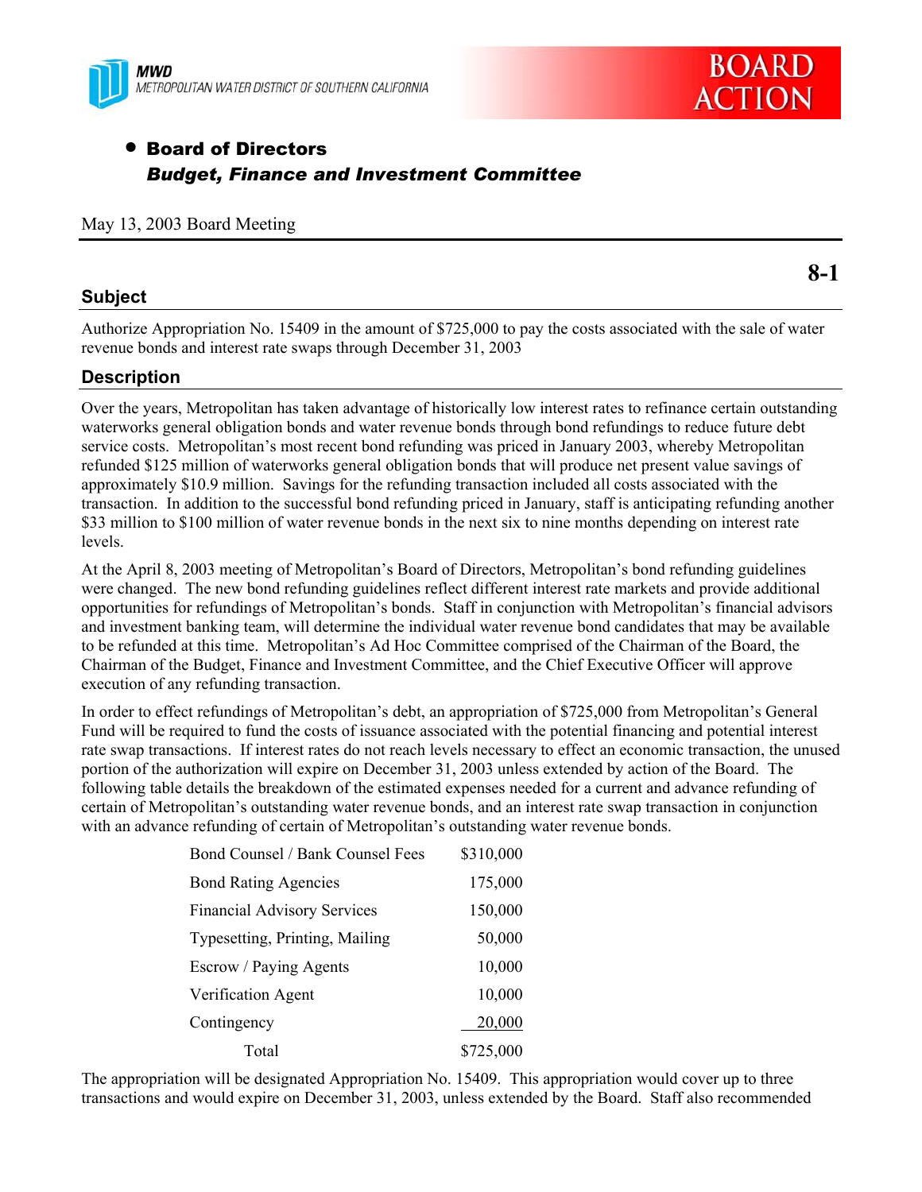MWD
METROPOLITAN WATER DISTRICT OF SOUTHERN CALIFORNIA

**BOARD ACTION**

- **Board of Directors**
  ***Budget, Finance and Investment Committee***

May 13, 2003 Board Meeting

**8-1**

## Subject

Authorize Appropriation No. 15409 in the amount of $725,000 to pay the costs associated with the sale of water revenue bonds and interest rate swaps through December 31, 2003

## Description

Over the years, Metropolitan has taken advantage of historically low interest rates to refinance certain outstanding waterworks general obligation bonds and water revenue bonds through bond refundings to reduce future debt service costs. Metropolitan's most recent bond refunding was priced in January 2003, whereby Metropolitan refunded $125 million of waterworks general obligation bonds that will produce net present value savings of approximately $10.9 million. Savings for the refunding transaction included all costs associated with the transaction. In addition to the successful bond refunding priced in January, staff is anticipating refunding another $33 million to $100 million of water revenue bonds in the next six to nine months depending on interest rate levels.

At the April 8, 2003 meeting of Metropolitan's Board of Directors, Metropolitan's bond refunding guidelines were changed. The new bond refunding guidelines reflect different interest rate markets and provide additional opportunities for refundings of Metropolitan's bonds. Staff in conjunction with Metropolitan's financial advisors and investment banking team, will determine the individual water revenue bond candidates that may be available to be refunded at this time. Metropolitan's Ad Hoc Committee comprised of the Chairman of the Board, the Chairman of the Budget, Finance and Investment Committee, and the Chief Executive Officer will approve execution of any refunding transaction.

In order to effect refundings of Metropolitan's debt, an appropriation of $725,000 from Metropolitan's General Fund will be required to fund the costs of issuance associated with the potential financing and potential interest rate swap transactions. If interest rates do not reach levels necessary to effect an economic transaction, the unused portion of the authorization will expire on December 31, 2003 unless extended by action of the Board. The following table details the breakdown of the estimated expenses needed for a current and advance refunding of certain of Metropolitan's outstanding water revenue bonds, and an interest rate swap transaction in conjunction with an advance refunding of certain of Metropolitan's outstanding water revenue bonds.

| Item | Amount |
|---|---|
| Bond Counsel / Bank Counsel Fees | $310,000 |
| Bond Rating Agencies | 175,000 |
| Financial Advisory Services | 150,000 |
| Typesetting, Printing, Mailing | 50,000 |
| Escrow / Paying Agents | 10,000 |
| Verification Agent | 10,000 |
| Contingency | 20,000 |
| Total | $725,000 |

The appropriation will be designated Appropriation No. 15409. This appropriation would cover up to three transactions and would expire on December 31, 2003, unless extended by the Board. Staff also recommended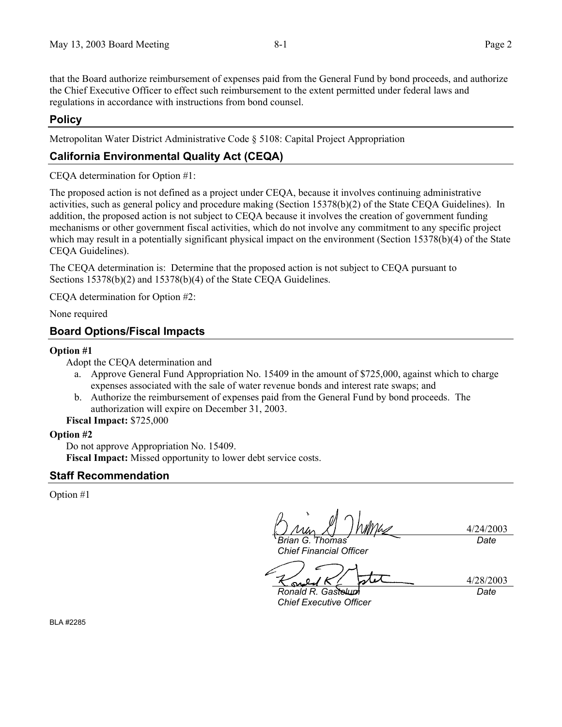that the Board authorize reimbursement of expenses paid from the General Fund by bond proceeds, and authorize the Chief Executive Officer to effect such reimbursement to the extent permitted under federal laws and regulations in accordance with instructions from bond counsel.

## Policy

Metropolitan Water District Administrative Code § 5108: Capital Project Appropriation

## California Environmental Quality Act (CEQA)

CEQA determination for Option #1:

The proposed action is not defined as a project under CEQA, because it involves continuing administrative activities, such as general policy and procedure making (Section 15378(b)(2) of the State CEQA Guidelines). In addition, the proposed action is not subject to CEQA because it involves the creation of government funding mechanisms or other government fiscal activities, which do not involve any commitment to any specific project which may result in a potentially significant physical impact on the environment (Section 15378(b)(4) of the State CEQA Guidelines).

The CEQA determination is: Determine that the proposed action is not subject to CEQA pursuant to Sections 15378(b)(2) and 15378(b)(4) of the State CEQA Guidelines.

CEQA determination for Option #2:

None required

## Board Options/Fiscal Impacts

**Option #1**

Adopt the CEQA determination and

a. Approve General Fund Appropriation No. 15409 in the amount of $725,000, against which to charge expenses associated with the sale of water revenue bonds and interest rate swaps; and
b. Authorize the reimbursement of expenses paid from the General Fund by bond proceeds. The authorization will expire on December 31, 2003.

**Fiscal Impact:** $725,000

**Option #2**

Do not approve Appropriation No. 15409.

**Fiscal Impact:** Missed opportunity to lower debt service costs.

## Staff Recommendation

Option #1

*Brian G. Thomas* 4/24/2003
*Chief Financial Officer* *Date*

*Ronald R. Gastelum* 4/28/2003
*Chief Executive Officer* *Date*

BLA #2285